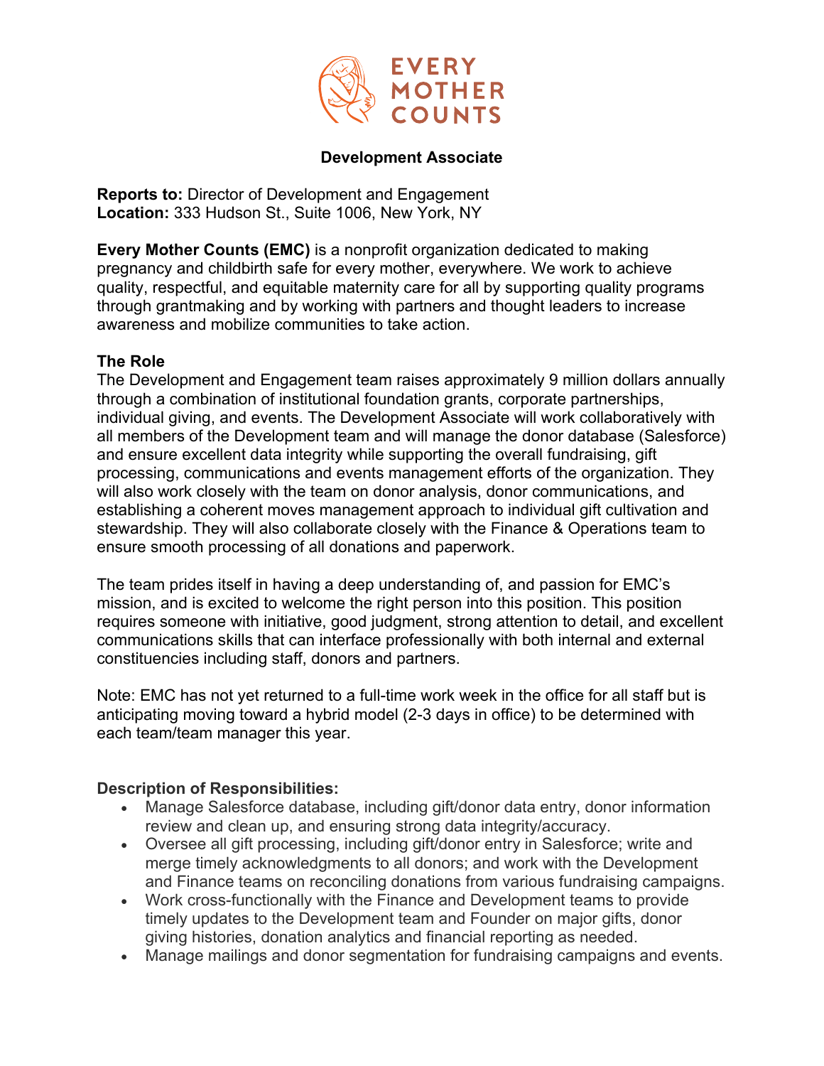# Development Associate

**Reports to:** Director of Development and Engagement
**Location:** 333 Hudson St., Suite 1006, New York, NY

**Every Mother Counts (EMC)** is a nonprofit organization dedicated to making pregnancy and childbirth safe for every mother, everywhere. We work to achieve quality, respectful, and equitable maternity care for all by supporting quality programs through grantmaking and by working with partners and thought leaders to increase awareness and mobilize communities to take action.

## The Role

The Development and Engagement team raises approximately 9 million dollars annually through a combination of institutional foundation grants, corporate partnerships, individual giving, and events. The Development Associate will work collaboratively with all members of the Development team and will manage the donor database (Salesforce) and ensure excellent data integrity while supporting the overall fundraising, gift processing, communications and events management efforts of the organization. They will also work closely with the team on donor analysis, donor communications, and establishing a coherent moves management approach to individual gift cultivation and stewardship. They will also collaborate closely with the Finance & Operations team to ensure smooth processing of all donations and paperwork.

The team prides itself in having a deep understanding of, and passion for EMC's mission, and is excited to welcome the right person into this position. This position requires someone with initiative, good judgment, strong attention to detail, and excellent communications skills that can interface professionally with both internal and external constituencies including staff, donors and partners.

Note: EMC has not yet returned to a full-time work week in the office for all staff but is anticipating moving toward a hybrid model (2-3 days in office) to be determined with each team/team manager this year.

## Description of Responsibilities:

- Manage Salesforce database, including gift/donor data entry, donor information review and clean up, and ensuring strong data integrity/accuracy.
- Oversee all gift processing, including gift/donor entry in Salesforce; write and merge timely acknowledgments to all donors; and work with the Development and Finance teams on reconciling donations from various fundraising campaigns.
- Work cross-functionally with the Finance and Development teams to provide timely updates to the Development team and Founder on major gifts, donor giving histories, donation analytics and financial reporting as needed.
- Manage mailings and donor segmentation for fundraising campaigns and events.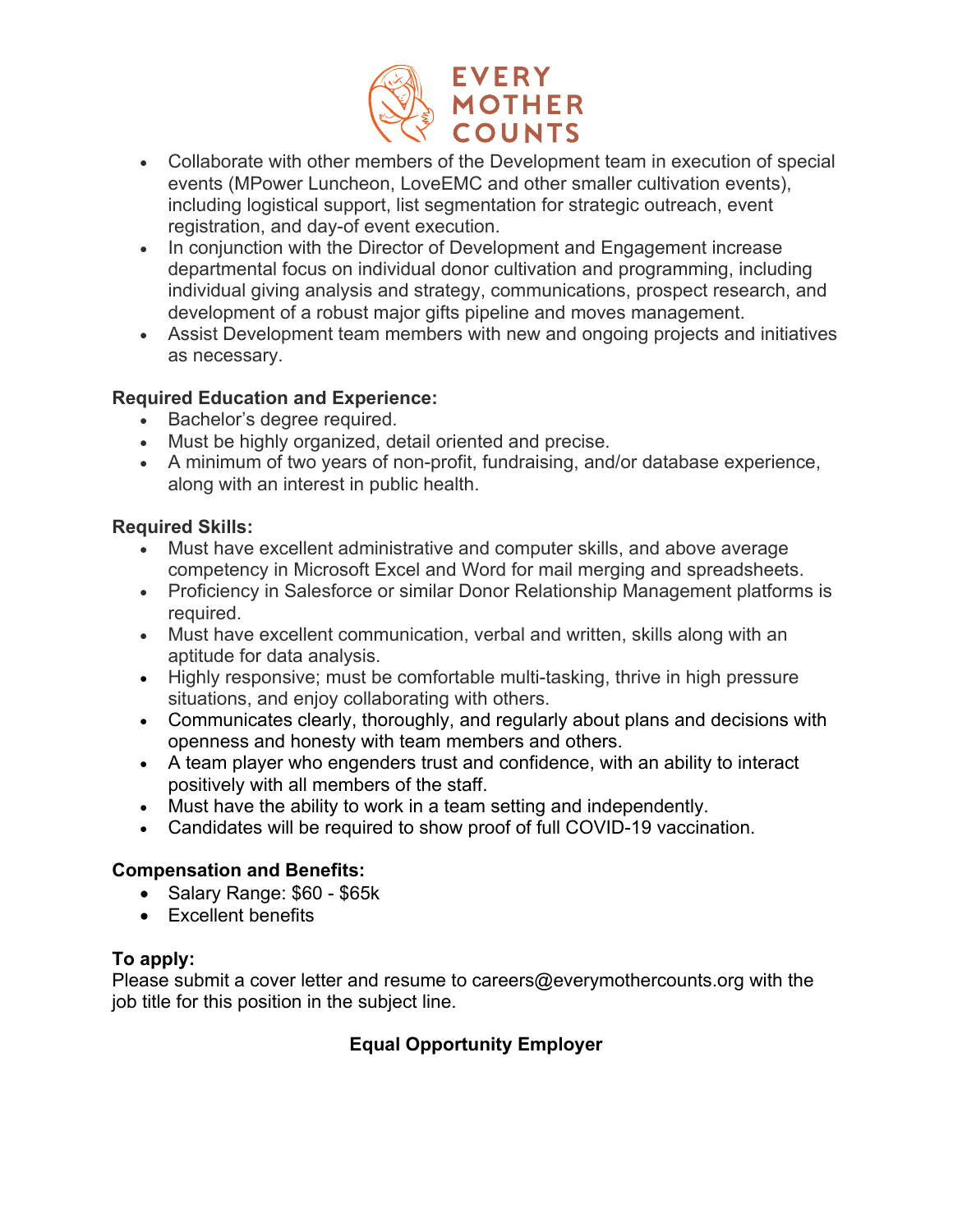- Collaborate with other members of the Development team in execution of special events (MPower Luncheon, LoveEMC and other smaller cultivation events), including logistical support, list segmentation for strategic outreach, event registration, and day-of event execution.
- In conjunction with the Director of Development and Engagement increase departmental focus on individual donor cultivation and programming, including individual giving analysis and strategy, communications, prospect research, and development of a robust major gifts pipeline and moves management.
- Assist Development team members with new and ongoing projects and initiatives as necessary.

**Required Education and Experience:**

- Bachelor's degree required.
- Must be highly organized, detail oriented and precise.
- A minimum of two years of non-profit, fundraising, and/or database experience, along with an interest in public health.

**Required Skills:**

- Must have excellent administrative and computer skills, and above average competency in Microsoft Excel and Word for mail merging and spreadsheets.
- Proficiency in Salesforce or similar Donor Relationship Management platforms is required.
- Must have excellent communication, verbal and written, skills along with an aptitude for data analysis.
- Highly responsive; must be comfortable multi-tasking, thrive in high pressure situations, and enjoy collaborating with others.
- Communicates clearly, thoroughly, and regularly about plans and decisions with openness and honesty with team members and others.
- A team player who engenders trust and confidence, with an ability to interact positively with all members of the staff.
- Must have the ability to work in a team setting and independently.
- Candidates will be required to show proof of full COVID-19 vaccination.

**Compensation and Benefits:**

- Salary Range: $60 - $65k
- Excellent benefits

**To apply:**

Please submit a cover letter and resume to careers@everymothercounts.org with the job title for this position in the subject line.

**Equal Opportunity Employer**